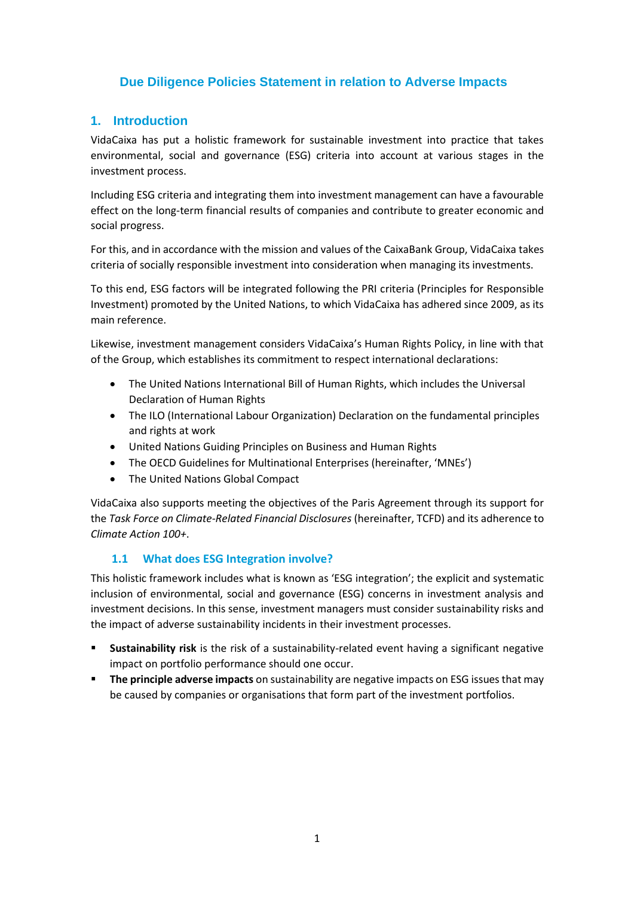# Due Diligence Policies Statement in relation to Adverse Impacts

## 1. Introduction

VidaCaixa has put a holistic framework for sustainable investment into practice that takes environmental, social and governance (ESG) criteria into account at various stages in the investment process.

Including ESG criteria and integrating them into investment management can have a favourable effect on the long-term financial results of companies and contribute to greater economic and social progress.

For this, and in accordance with the mission and values of the CaixaBank Group, VidaCaixa takes criteria of socially responsible investment into consideration when managing its investments.

To this end, ESG factors will be integrated following the PRI criteria (Principles for Responsible Investment) promoted by the United Nations, to which VidaCaixa has adhered since 2009, as its main reference.

Likewise, investment management considers VidaCaixa's Human Rights Policy, in line with that of the Group, which establishes its commitment to respect international declarations:

- The United Nations International Bill of Human Rights, which includes the Universal Declaration of Human Rights
- The ILO (International Labour Organization) Declaration on the fundamental principles and rights at work
- United Nations Guiding Principles on Business and Human Rights
- The OECD Guidelines for Multinational Enterprises (hereinafter, 'MNEs')
- The United Nations Global Compact

VidaCaixa also supports meeting the objectives of the Paris Agreement through its support for the *Task Force on Climate-Related Financial Disclosures* (hereinafter, TCFD) and its adherence to *Climate Action 100+*.

### 1.1 What does ESG Integration involve?

This holistic framework includes what is known as 'ESG integration'; the explicit and systematic inclusion of environmental, social and governance (ESG) concerns in investment analysis and investment decisions. In this sense, investment managers must consider sustainability risks and the impact of adverse sustainability incidents in their investment processes.

- **Sustainability risk** is the risk of a sustainability-related event having a significant negative impact on portfolio performance should one occur.
- **The principle adverse impacts** on sustainability are negative impacts on ESG issues that may be caused by companies or organisations that form part of the investment portfolios.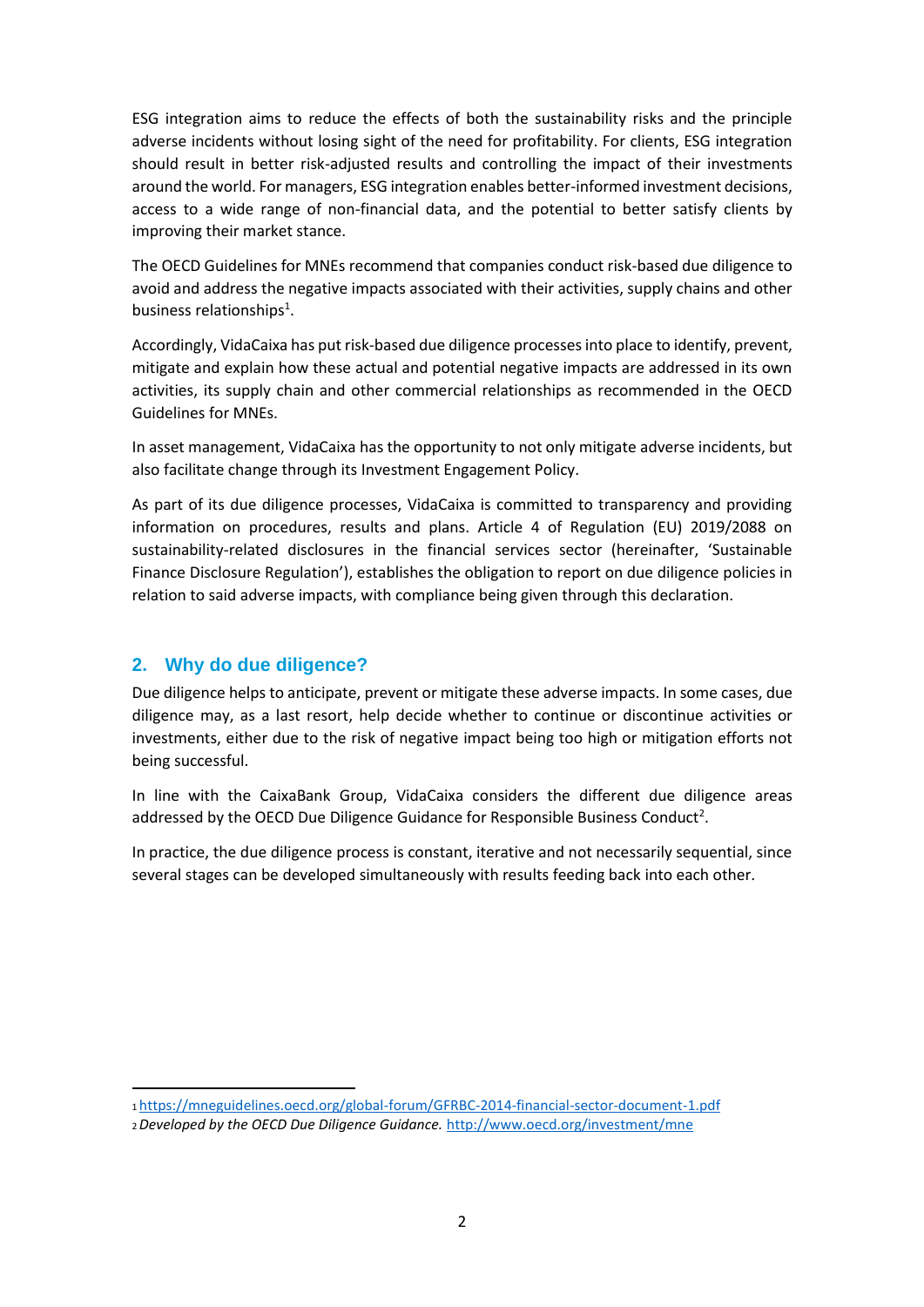ESG integration aims to reduce the effects of both the sustainability risks and the principle adverse incidents without losing sight of the need for profitability. For clients, ESG integration should result in better risk-adjusted results and controlling the impact of their investments around the world. For managers, ESG integration enables better-informed investment decisions, access to a wide range of non-financial data, and the potential to better satisfy clients by improving their market stance.

The OECD Guidelines for MNEs recommend that companies conduct risk-based due diligence to avoid and address the negative impacts associated with their activities, supply chains and other business relationships[1].

Accordingly, VidaCaixa has put risk-based due diligence processes into place to identify, prevent, mitigate and explain how these actual and potential negative impacts are addressed in its own activities, its supply chain and other commercial relationships as recommended in the OECD Guidelines for MNEs.

In asset management, VidaCaixa has the opportunity to not only mitigate adverse incidents, but also facilitate change through its Investment Engagement Policy.

As part of its due diligence processes, VidaCaixa is committed to transparency and providing information on procedures, results and plans. Article 4 of Regulation (EU) 2019/2088 on sustainability-related disclosures in the financial services sector (hereinafter, 'Sustainable Finance Disclosure Regulation'), establishes the obligation to report on due diligence policies in relation to said adverse impacts, with compliance being given through this declaration.

## 2. Why do due diligence?

Due diligence helps to anticipate, prevent or mitigate these adverse impacts. In some cases, due diligence may, as a last resort, help decide whether to continue or discontinue activities or investments, either due to the risk of negative impact being too high or mitigation efforts not being successful.

In line with the CaixaBank Group, VidaCaixa considers the different due diligence areas addressed by the OECD Due Diligence Guidance for Responsible Business Conduct[2].

In practice, the due diligence process is constant, iterative and not necessarily sequential, since several stages can be developed simultaneously with results feeding back into each other.

---

[1] https://mneguidelines.oecd.org/global-forum/GFRBC-2014-financial-sector-document-1.pdf

[2] *Developed by the OECD Due Diligence Guidance.* http://www.oecd.org/investment/mne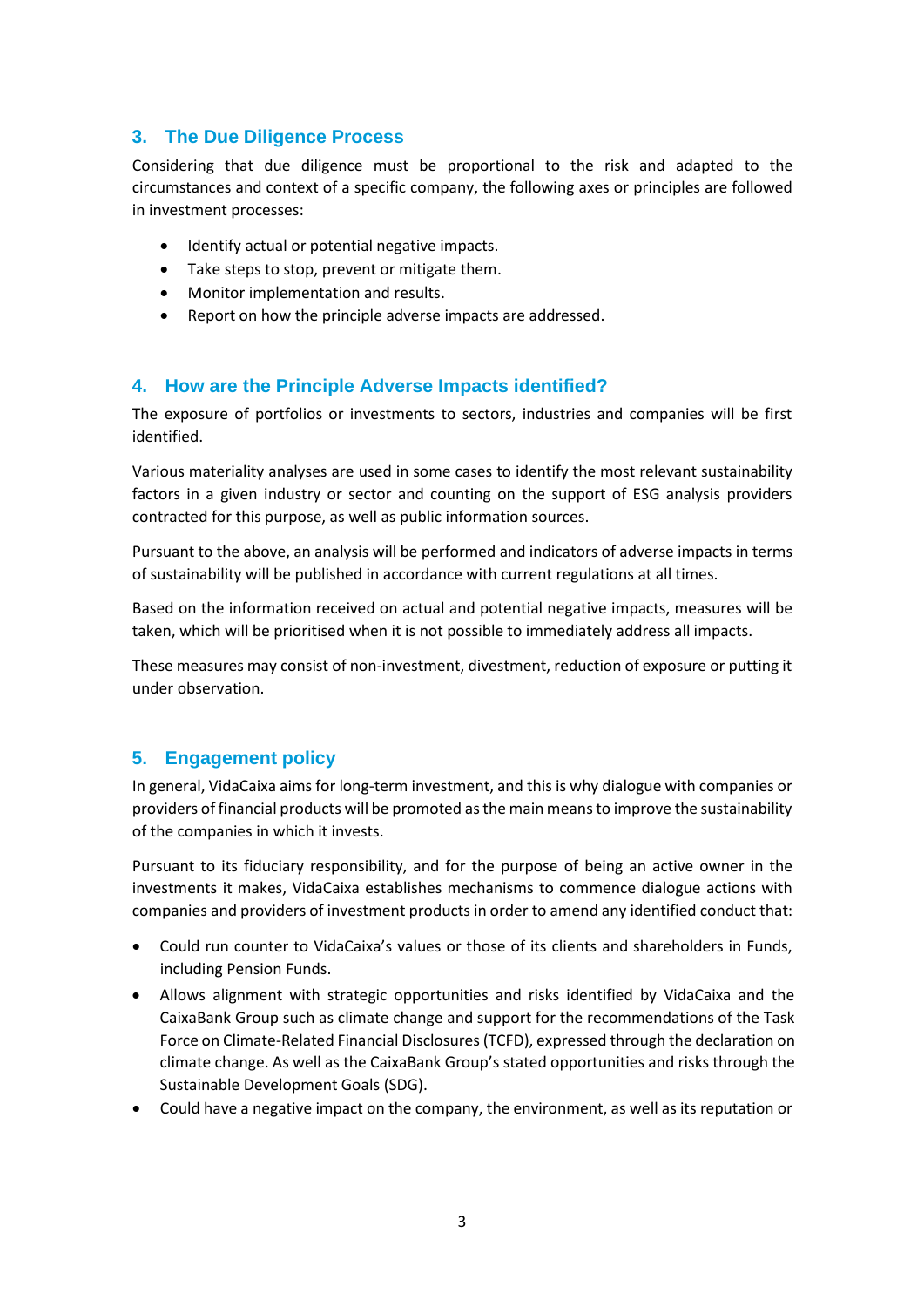## 3. The Due Diligence Process

Considering that due diligence must be proportional to the risk and adapted to the circumstances and context of a specific company, the following axes or principles are followed in investment processes:

- Identify actual or potential negative impacts.
- Take steps to stop, prevent or mitigate them.
- Monitor implementation and results.
- Report on how the principle adverse impacts are addressed.

## 4. How are the Principle Adverse Impacts identified?

The exposure of portfolios or investments to sectors, industries and companies will be first identified.

Various materiality analyses are used in some cases to identify the most relevant sustainability factors in a given industry or sector and counting on the support of ESG analysis providers contracted for this purpose, as well as public information sources.

Pursuant to the above, an analysis will be performed and indicators of adverse impacts in terms of sustainability will be published in accordance with current regulations at all times.

Based on the information received on actual and potential negative impacts, measures will be taken, which will be prioritised when it is not possible to immediately address all impacts.

These measures may consist of non-investment, divestment, reduction of exposure or putting it under observation.

## 5. Engagement policy

In general, VidaCaixa aims for long-term investment, and this is why dialogue with companies or providers of financial products will be promoted as the main means to improve the sustainability of the companies in which it invests.

Pursuant to its fiduciary responsibility, and for the purpose of being an active owner in the investments it makes, VidaCaixa establishes mechanisms to commence dialogue actions with companies and providers of investment products in order to amend any identified conduct that:

- Could run counter to VidaCaixa's values or those of its clients and shareholders in Funds, including Pension Funds.
- Allows alignment with strategic opportunities and risks identified by VidaCaixa and the CaixaBank Group such as climate change and support for the recommendations of the Task Force on Climate-Related Financial Disclosures (TCFD), expressed through the declaration on climate change. As well as the CaixaBank Group's stated opportunities and risks through the Sustainable Development Goals (SDG).
- Could have a negative impact on the company, the environment, as well as its reputation or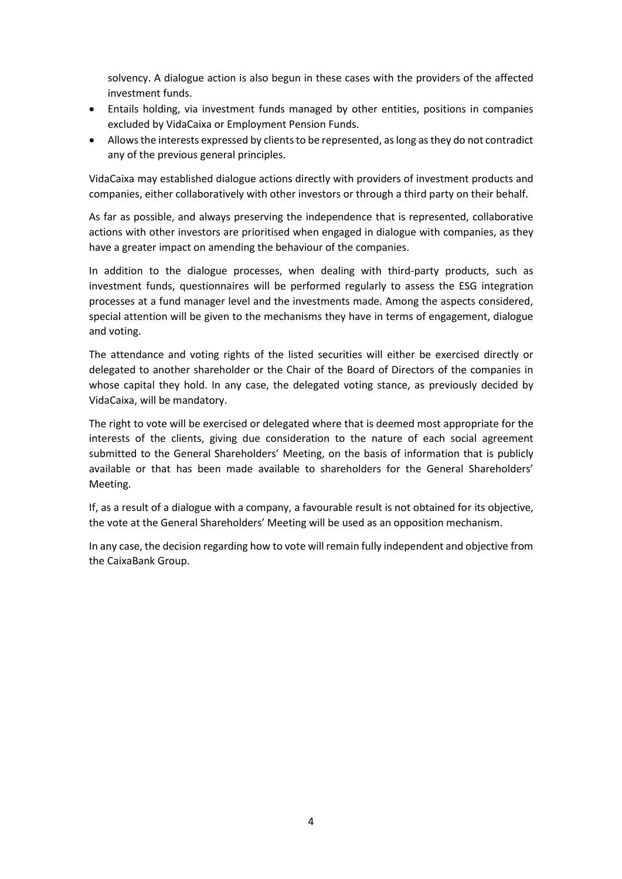solvency. A dialogue action is also begun in these cases with the providers of the affected investment funds.

- Entails holding, via investment funds managed by other entities, positions in companies excluded by VidaCaixa or Employment Pension Funds.
- Allows the interests expressed by clients to be represented, as long as they do not contradict any of the previous general principles.

VidaCaixa may established dialogue actions directly with providers of investment products and companies, either collaboratively with other investors or through a third party on their behalf.

As far as possible, and always preserving the independence that is represented, collaborative actions with other investors are prioritised when engaged in dialogue with companies, as they have a greater impact on amending the behaviour of the companies.

In addition to the dialogue processes, when dealing with third-party products, such as investment funds, questionnaires will be performed regularly to assess the ESG integration processes at a fund manager level and the investments made. Among the aspects considered, special attention will be given to the mechanisms they have in terms of engagement, dialogue and voting.

The attendance and voting rights of the listed securities will either be exercised directly or delegated to another shareholder or the Chair of the Board of Directors of the companies in whose capital they hold. In any case, the delegated voting stance, as previously decided by VidaCaixa, will be mandatory.

The right to vote will be exercised or delegated where that is deemed most appropriate for the interests of the clients, giving due consideration to the nature of each social agreement submitted to the General Shareholders' Meeting, on the basis of information that is publicly available or that has been made available to shareholders for the General Shareholders' Meeting.

If, as a result of a dialogue with a company, a favourable result is not obtained for its objective, the vote at the General Shareholders' Meeting will be used as an opposition mechanism.

In any case, the decision regarding how to vote will remain fully independent and objective from the CaixaBank Group.